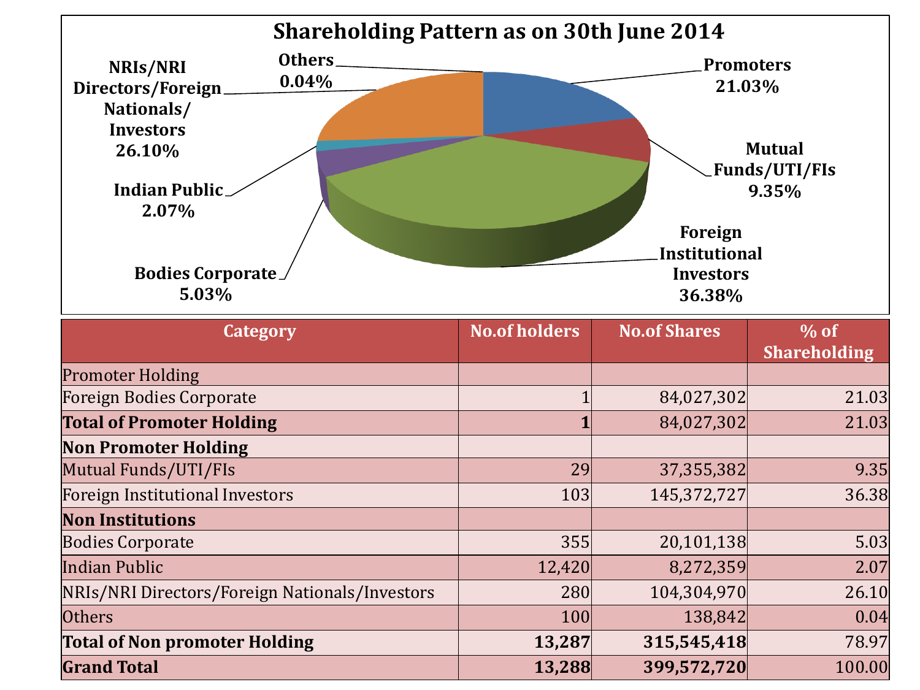# Shareholding Pattern as on 30th June 2014

Promoters 21.03%

Mutual Funds/UTI/FIs 9.35%

Foreign Institutional Investors 36.38%

Bodies Corporate 5.03%

Indian Public 2.07%

NRIs/NRI Directors/Foreign Nationals/ Investors 26.10%

Others 0.04%

| Category | No.of holders | No.of Shares | % of Shareholding |
|---|---|---|---|
| Promoter Holding | | | |
| Foreign Bodies Corporate | 1 | 84,027,302 | 21.03 |
| **Total of Promoter Holding** | **1** | 84,027,302 | 21.03 |
| **Non Promoter Holding** | | | |
| Mutual Funds/UTI/FIs | 29 | 37,355,382 | 9.35 |
| Foreign Institutional Investors | 103 | 145,372,727 | 36.38 |
| **Non Institutions** | | | |
| Bodies Corporate | 355 | 20,101,138 | 5.03 |
| Indian Public | 12,420 | 8,272,359 | 2.07 |
| NRIs/NRI Directors/Foreign Nationals/Investors | 280 | 104,304,970 | 26.10 |
| Others | 100 | 138,842 | 0.04 |
| **Total of Non promoter Holding** | **13,287** | **315,545,418** | 78.97 |
| **Grand Total** | **13,288** | **399,572,720** | 100.00 |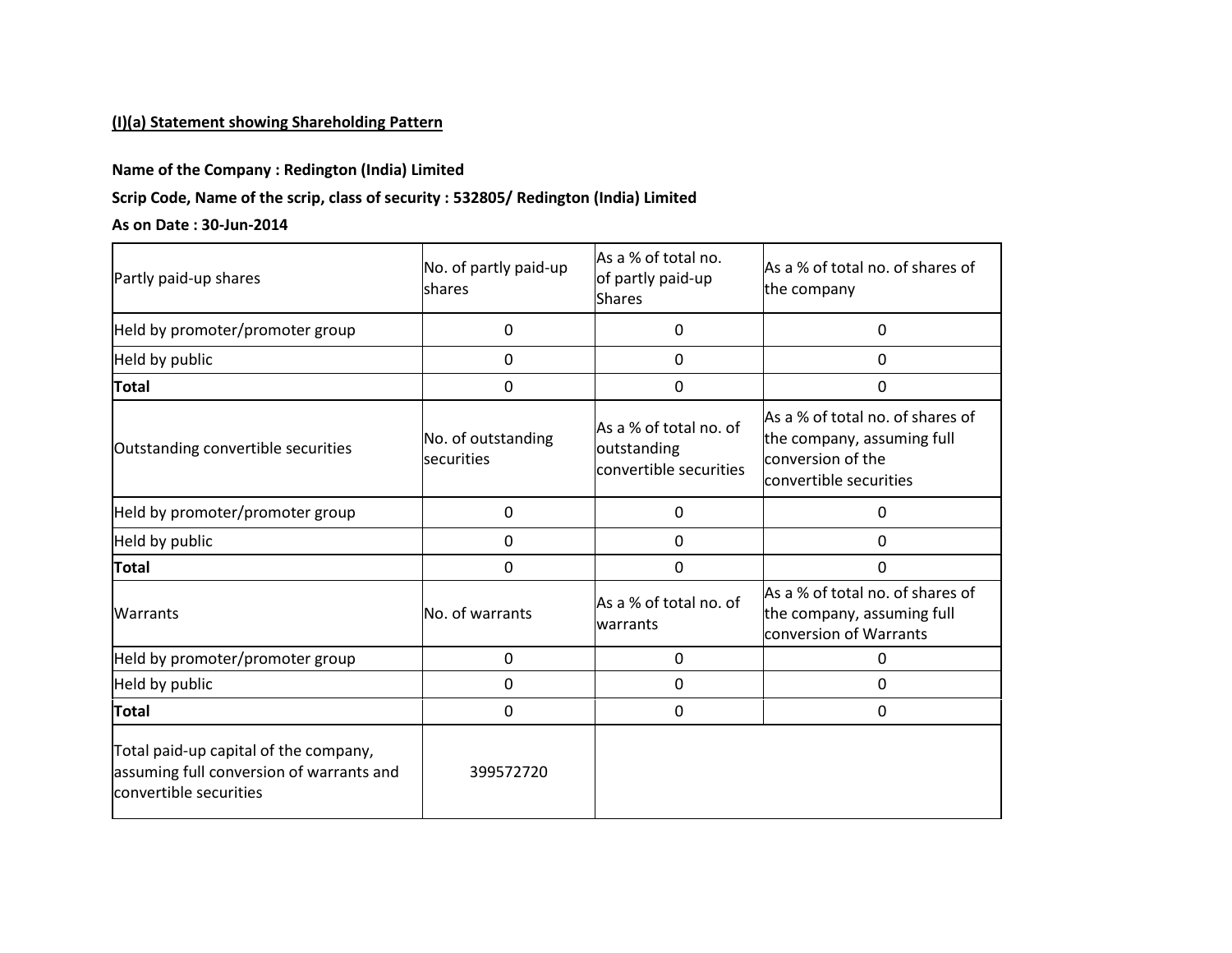**(I)(a) Statement showing Shareholding Pattern**

**Name of the Company : Redington (India) Limited**

**Scrip Code, Name of the scrip, class of security : 532805/ Redington (India) Limited**

**As on Date : 30-Jun-2014**

| Partly paid-up shares | No. of partly paid-up shares | As a % of total no. of partly paid-up Shares | As a % of total no. of shares of the company |
|---|---|---|---|
| Held by promoter/promoter group | 0 | 0 | 0 |
| Held by public | 0 | 0 | 0 |
| **Total** | 0 | 0 | 0 |
| Outstanding convertible securities | No. of outstanding securities | As a % of total no. of outstanding convertible securities | As a % of total no. of shares of the company, assuming full conversion of the convertible securities |
| Held by promoter/promoter group | 0 | 0 | 0 |
| Held by public | 0 | 0 | 0 |
| **Total** | 0 | 0 | 0 |
| Warrants | No. of warrants | As a % of total no. of warrants | As a % of total no. of shares of the company, assuming full conversion of Warrants |
| Held by promoter/promoter group | 0 | 0 | 0 |
| Held by public | 0 | 0 | 0 |
| **Total** | 0 | 0 | 0 |
| Total paid-up capital of the company, assuming full conversion of warrants and convertible securities | 399572720 | | |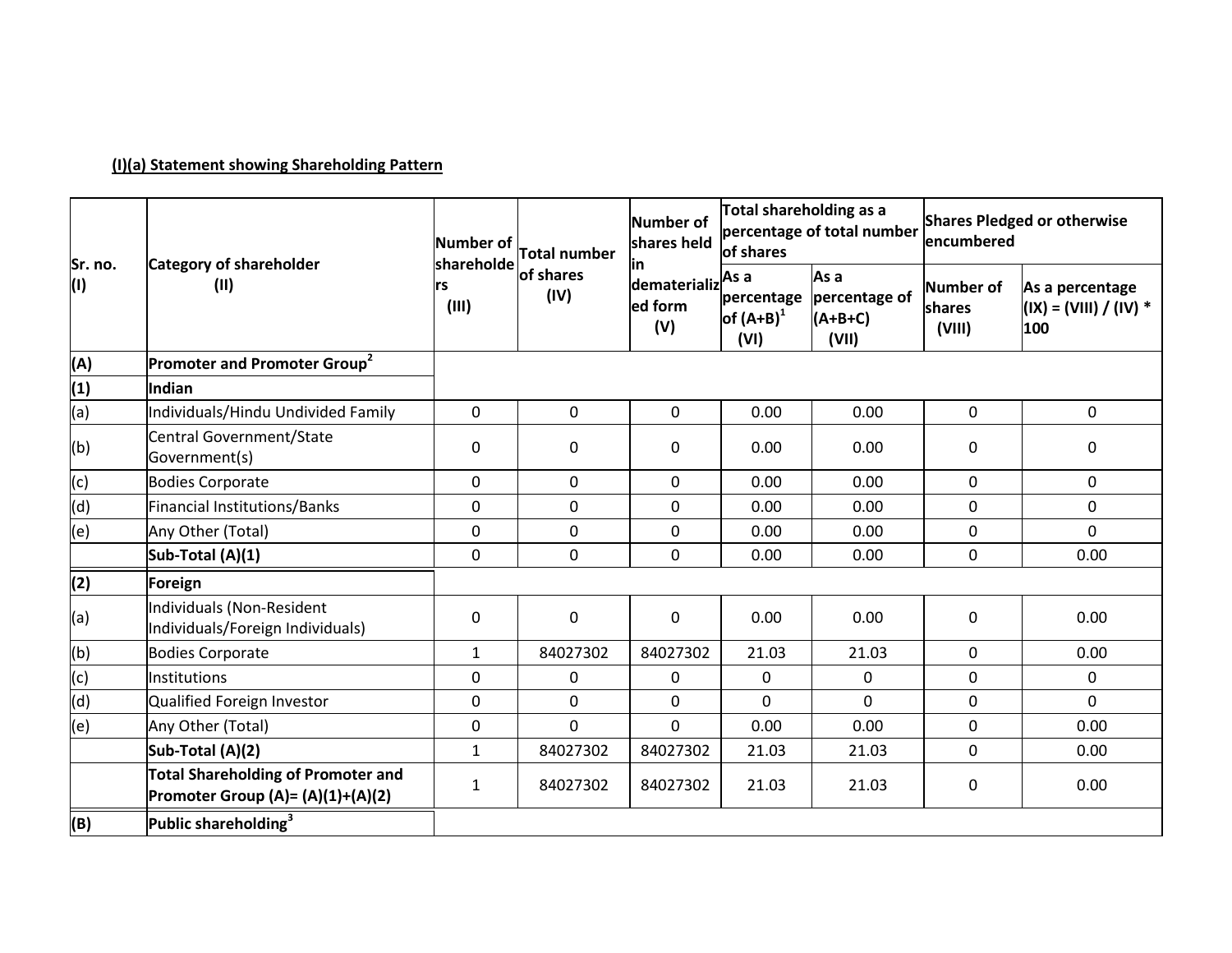### (I)(a) Statement showing Shareholding Pattern

| Sr. no. (I) | Category of shareholder (II) | Number of shareholders (III) | Total number of shares (IV) | Number of shares held in dematerialized form (V) | Total shareholding as a percentage of total number of shares | | Shares Pledged or otherwise encumbered | |
|---|---|---|---|---|---|---|---|---|
| | | | | | As a percentage of (A+B)[1] (VI) | As a percentage of (A+B+C) (VII) | Number of shares (VIII) | As a percentage (IX) = (VIII) / (IV) * 100 |
| **(A)** | **Promoter and Promoter Group[2]** | | | | | | | |
| **(1)** | **Indian** | | | | | | | |
| (a) | Individuals/Hindu Undivided Family | 0 | 0 | 0 | 0.00 | 0.00 | 0 | 0 |
| (b) | Central Government/State Government(s) | 0 | 0 | 0 | 0.00 | 0.00 | 0 | 0 |
| (c) | Bodies Corporate | 0 | 0 | 0 | 0.00 | 0.00 | 0 | 0 |
| (d) | Financial Institutions/Banks | 0 | 0 | 0 | 0.00 | 0.00 | 0 | 0 |
| (e) | Any Other (Total) | 0 | 0 | 0 | 0.00 | 0.00 | 0 | 0 |
| | **Sub-Total (A)(1)** | 0 | 0 | 0 | 0.00 | 0.00 | 0 | 0.00 |
| **(2)** | **Foreign** | | | | | | | |
| (a) | Individuals (Non-Resident Individuals/Foreign Individuals) | 0 | 0 | 0 | 0.00 | 0.00 | 0 | 0.00 |
| (b) | Bodies Corporate | 1 | 84027302 | 84027302 | 21.03 | 21.03 | 0 | 0.00 |
| (c) | Institutions | 0 | 0 | 0 | 0 | 0 | 0 | 0 |
| (d) | Qualified Foreign Investor | 0 | 0 | 0 | 0 | 0 | 0 | 0 |
| (e) | Any Other (Total) | 0 | 0 | 0 | 0.00 | 0.00 | 0 | 0.00 |
| | **Sub-Total (A)(2)** | 1 | 84027302 | 84027302 | 21.03 | 21.03 | 0 | 0.00 |
| | **Total Shareholding of Promoter and Promoter Group (A)= (A)(1)+(A)(2)** | 1 | 84027302 | 84027302 | 21.03 | 21.03 | 0 | 0.00 |
| **(B)** | **Public shareholding[3]** | | | | | | | |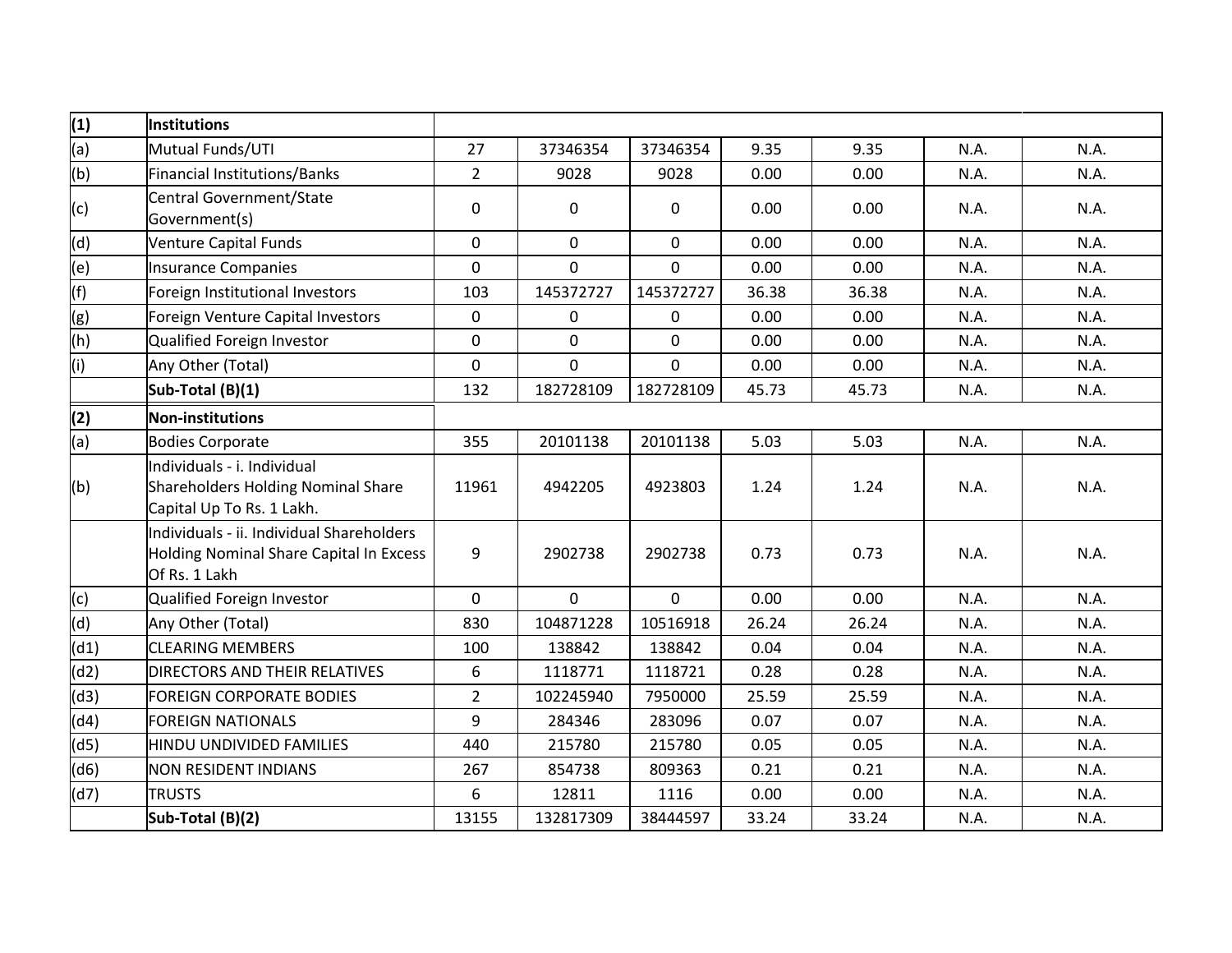| (1) | Institutions | | | | | | | |
|---|---|---|---|---|---|---|---|---|
| (a) | Mutual Funds/UTI | 27 | 37346354 | 37346354 | 9.35 | 9.35 | N.A. | N.A. |
| (b) | Financial Institutions/Banks | 2 | 9028 | 9028 | 0.00 | 0.00 | N.A. | N.A. |
| (c) | Central Government/State Government(s) | 0 | 0 | 0 | 0.00 | 0.00 | N.A. | N.A. |
| (d) | Venture Capital Funds | 0 | 0 | 0 | 0.00 | 0.00 | N.A. | N.A. |
| (e) | Insurance Companies | 0 | 0 | 0 | 0.00 | 0.00 | N.A. | N.A. |
| (f) | Foreign Institutional Investors | 103 | 145372727 | 145372727 | 36.38 | 36.38 | N.A. | N.A. |
| (g) | Foreign Venture Capital Investors | 0 | 0 | 0 | 0.00 | 0.00 | N.A. | N.A. |
| (h) | Qualified Foreign Investor | 0 | 0 | 0 | 0.00 | 0.00 | N.A. | N.A. |
| (i) | Any Other (Total) | 0 | 0 | 0 | 0.00 | 0.00 | N.A. | N.A. |
| | **Sub-Total (B)(1)** | 132 | 182728109 | 182728109 | 45.73 | 45.73 | N.A. | N.A. |
| **(2)** | **Non-institutions** | | | | | | | |
| (a) | Bodies Corporate | 355 | 20101138 | 20101138 | 5.03 | 5.03 | N.A. | N.A. |
| (b) | Individuals - i. Individual Shareholders Holding Nominal Share Capital Up To Rs. 1 Lakh. | 11961 | 4942205 | 4923803 | 1.24 | 1.24 | N.A. | N.A. |
| | Individuals - ii. Individual Shareholders Holding Nominal Share Capital In Excess Of Rs. 1 Lakh | 9 | 2902738 | 2902738 | 0.73 | 0.73 | N.A. | N.A. |
| (c) | Qualified Foreign Investor | 0 | 0 | 0 | 0.00 | 0.00 | N.A. | N.A. |
| (d) | Any Other (Total) | 830 | 104871228 | 10516918 | 26.24 | 26.24 | N.A. | N.A. |
| (d1) | CLEARING MEMBERS | 100 | 138842 | 138842 | 0.04 | 0.04 | N.A. | N.A. |
| (d2) | DIRECTORS AND THEIR RELATIVES | 6 | 1118771 | 1118721 | 0.28 | 0.28 | N.A. | N.A. |
| (d3) | FOREIGN CORPORATE BODIES | 2 | 102245940 | 7950000 | 25.59 | 25.59 | N.A. | N.A. |
| (d4) | FOREIGN NATIONALS | 9 | 284346 | 283096 | 0.07 | 0.07 | N.A. | N.A. |
| (d5) | HINDU UNDIVIDED FAMILIES | 440 | 215780 | 215780 | 0.05 | 0.05 | N.A. | N.A. |
| (d6) | NON RESIDENT INDIANS | 267 | 854738 | 809363 | 0.21 | 0.21 | N.A. | N.A. |
| (d7) | TRUSTS | 6 | 12811 | 1116 | 0.00 | 0.00 | N.A. | N.A. |
| | **Sub-Total (B)(2)** | 13155 | 132817309 | 38444597 | 33.24 | 33.24 | N.A. | N.A. |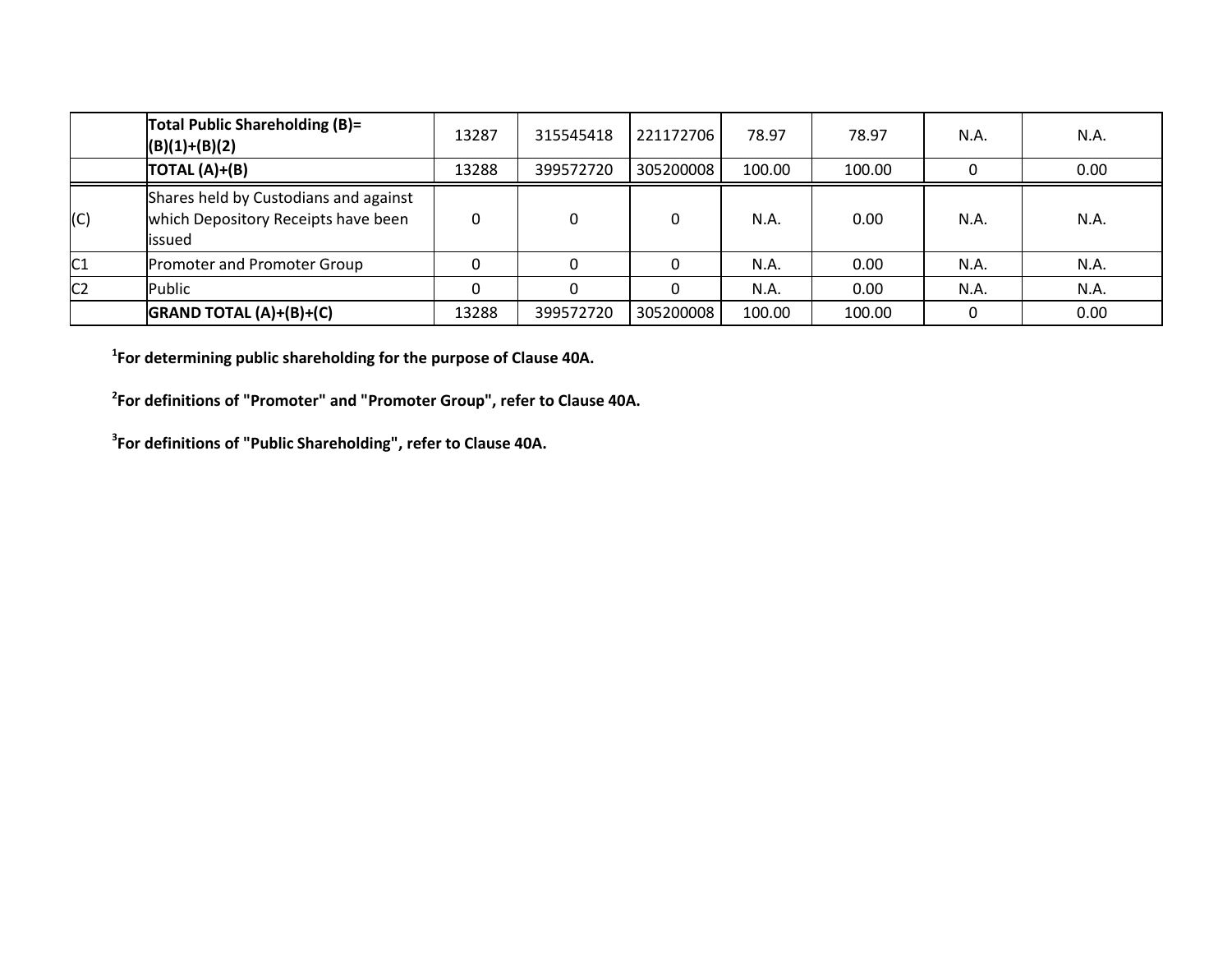| | | | | | | | | |
|---|---|---|---|---|---|---|---|---|
| | **Total Public Shareholding (B)= (B)(1)+(B)(2)** | 13287 | 315545418 | 221172706 | 78.97 | 78.97 | N.A. | N.A. |
| | **TOTAL (A)+(B)** | 13288 | 399572720 | 305200008 | 100.00 | 100.00 | 0 | 0.00 |
| (C) | Shares held by Custodians and against which Depository Receipts have been issued | 0 | 0 | 0 | N.A. | 0.00 | N.A. | N.A. |
| C1 | Promoter and Promoter Group | 0 | 0 | 0 | N.A. | 0.00 | N.A. | N.A. |
| C2 | Public | 0 | 0 | 0 | N.A. | 0.00 | N.A. | N.A. |
| | **GRAND TOTAL (A)+(B)+(C)** | 13288 | 399572720 | 305200008 | 100.00 | 100.00 | 0 | 0.00 |

**[1]For determining public shareholding for the purpose of Clause 40A.**

**[2]For definitions of "Promoter" and "Promoter Group", refer to Clause 40A.**

**[3]For definitions of "Public Shareholding", refer to Clause 40A.**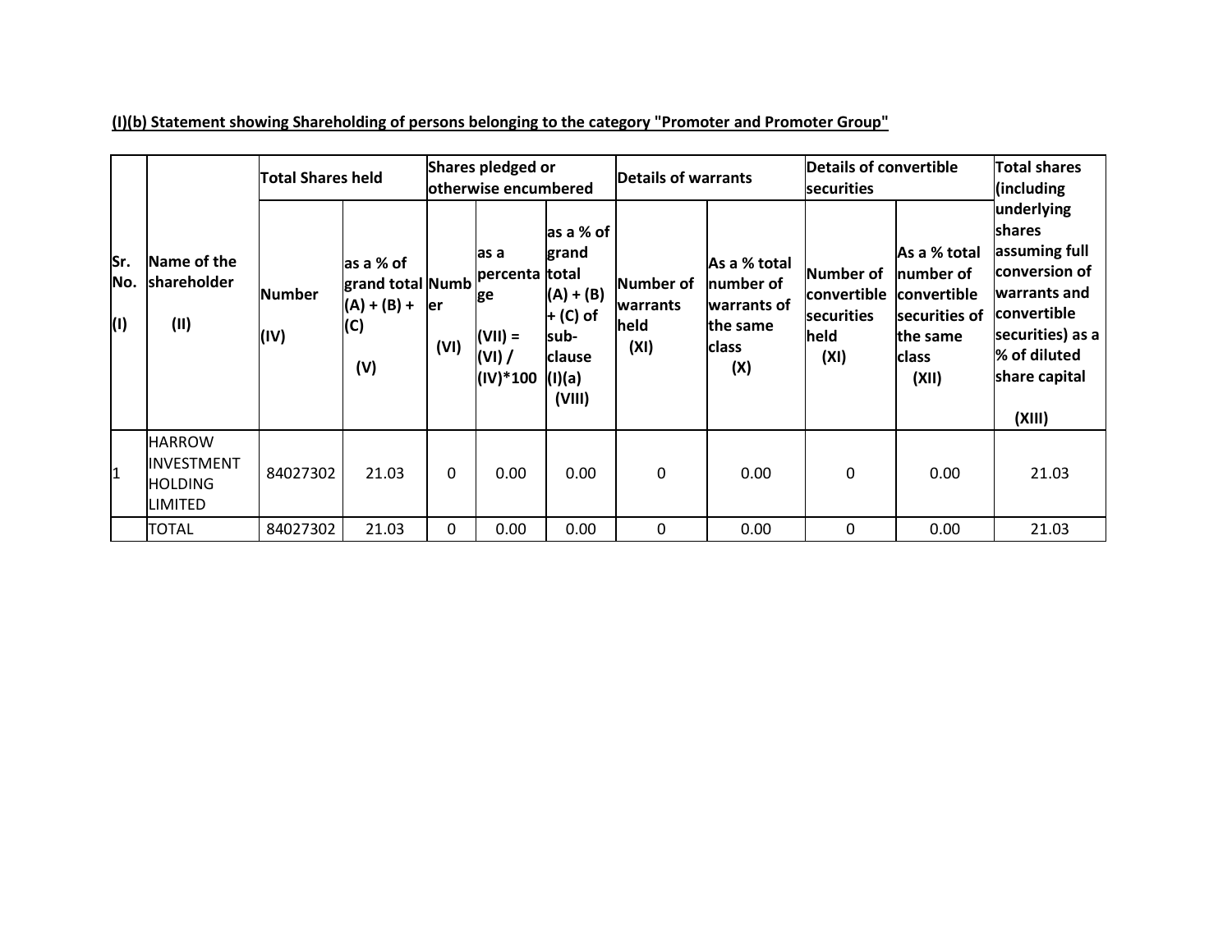**(I)(b) Statement showing Shareholding of persons belonging to the category "Promoter and Promoter Group"**

| Sr. No. (I) | Name of the shareholder (II) | Total Shares held | | Shares pledged or otherwise encumbered | | | Details of warrants | | Details of convertible securities | | Total shares (including underlying shares assuming full conversion of warrants and convertible securities) as a % of diluted share capital (XIII) |
|---|---|---|---|---|---|---|---|---|---|---|---|
| | | Number (IV) | as a % of grand total (A) + (B) + (C) (V) | Number (VI) | as a percentage (VII) = (VI) / (IV)*100 | as a % of grand total (A) + (B) + (C) of sub-clause (I)(a) (VIII) | Number of warrants held (XI) | As a % total number of warrants of the same class (X) | Number of convertible securities held (XI) | As a % total number of convertible securities of the same class (XII) | |
| 1 | HARROW INVESTMENT HOLDING LIMITED | 84027302 | 21.03 | 0 | 0.00 | 0.00 | 0 | 0.00 | 0 | 0.00 | 21.03 |
| | TOTAL | 84027302 | 21.03 | 0 | 0.00 | 0.00 | 0 | 0.00 | 0 | 0.00 | 21.03 |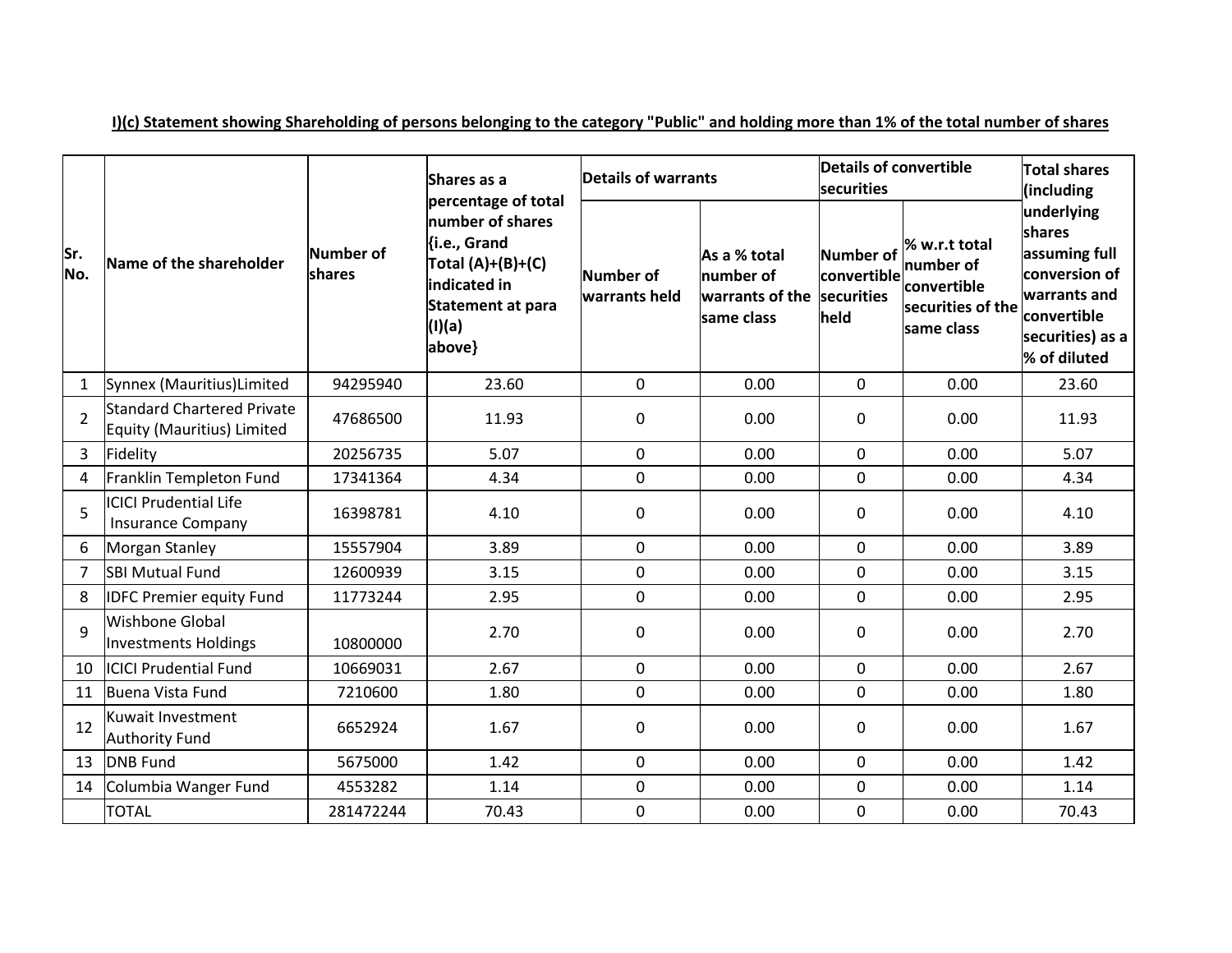**I)(c) Statement showing Shareholding of persons belonging to the category "Public" and holding more than 1% of the total number of shares**

| Sr. No. | Name of the shareholder | Number of shares | Shares as a percentage of total number of shares {i.e., Grand Total (A)+(B)+(C) indicated in Statement at para (I)(a) above} | Details of warrants | | Details of convertible securities | | Total shares (including underlying shares assuming full conversion of warrants and convertible securities) as a % of diluted |
|---|---|---|---|---|---|---|---|---|
| | | | | Number of warrants held | As a % total number of warrants of the same class | Number of convertible securities held | % w.r.t total number of convertible securities of the same class | |
| 1 | Synnex (Mauritius)Limited | 94295940 | 23.60 | 0 | 0.00 | 0 | 0.00 | 23.60 |
| 2 | Standard Chartered Private Equity (Mauritius) Limited | 47686500 | 11.93 | 0 | 0.00 | 0 | 0.00 | 11.93 |
| 3 | Fidelity | 20256735 | 5.07 | 0 | 0.00 | 0 | 0.00 | 5.07 |
| 4 | Franklin Templeton Fund | 17341364 | 4.34 | 0 | 0.00 | 0 | 0.00 | 4.34 |
| 5 | ICICI Prudential Life Insurance Company | 16398781 | 4.10 | 0 | 0.00 | 0 | 0.00 | 4.10 |
| 6 | Morgan Stanley | 15557904 | 3.89 | 0 | 0.00 | 0 | 0.00 | 3.89 |
| 7 | SBI Mutual Fund | 12600939 | 3.15 | 0 | 0.00 | 0 | 0.00 | 3.15 |
| 8 | IDFC Premier equity Fund | 11773244 | 2.95 | 0 | 0.00 | 0 | 0.00 | 2.95 |
| 9 | Wishbone Global Investments Holdings | 10800000 | 2.70 | 0 | 0.00 | 0 | 0.00 | 2.70 |
| 10 | ICICI Prudential Fund | 10669031 | 2.67 | 0 | 0.00 | 0 | 0.00 | 2.67 |
| 11 | Buena Vista Fund | 7210600 | 1.80 | 0 | 0.00 | 0 | 0.00 | 1.80 |
| 12 | Kuwait Investment Authority Fund | 6652924 | 1.67 | 0 | 0.00 | 0 | 0.00 | 1.67 |
| 13 | DNB Fund | 5675000 | 1.42 | 0 | 0.00 | 0 | 0.00 | 1.42 |
| 14 | Columbia Wanger Fund | 4553282 | 1.14 | 0 | 0.00 | 0 | 0.00 | 1.14 |
| | TOTAL | 281472244 | 70.43 | 0 | 0.00 | 0 | 0.00 | 70.43 |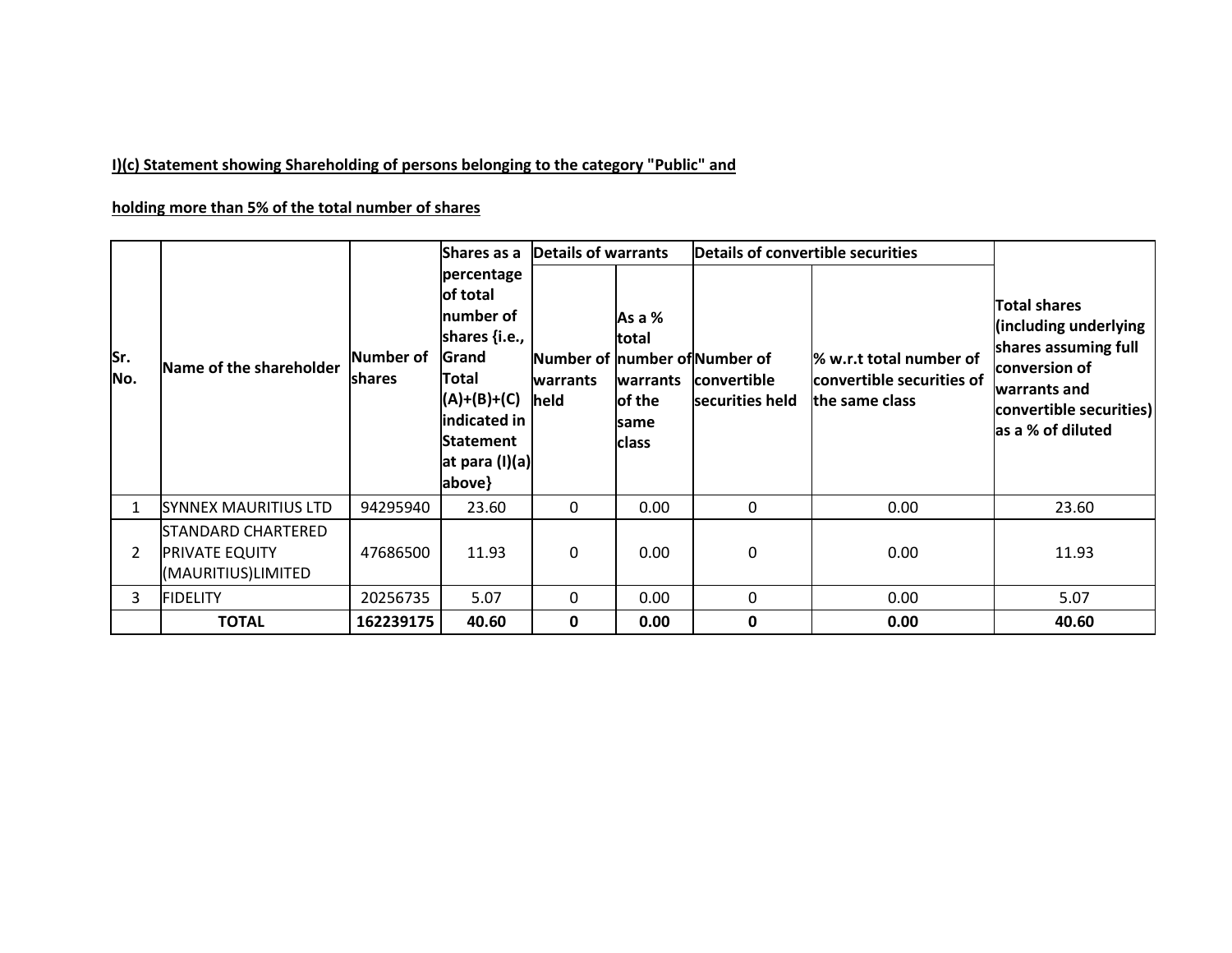**I)(c) Statement showing Shareholding of persons belonging to the category "Public" and**

**holding more than 5% of the total number of shares**

| Sr. No. | Name of the shareholder | Number of shares | Shares as a percentage of total number of shares {i.e., Grand Total (A)+(B)+(C) indicated in Statement at para (I)(a) above} | Details of warrants | | Details of convertible securities | | Total shares (including underlying shares assuming full conversion of warrants and convertible securities) as a % of diluted |
|---|---|---|---|---|---|---|---|---|
| | | | | Number of warrants held | As a % total number of warrants of the same class | Number of convertible securities held | % w.r.t total number of convertible securities of the same class | |
| 1 | SYNNEX MAURITIUS LTD | 94295940 | 23.60 | 0 | 0.00 | 0 | 0.00 | 23.60 |
| 2 | STANDARD CHARTERED PRIVATE EQUITY (MAURITIUS)LIMITED | 47686500 | 11.93 | 0 | 0.00 | 0 | 0.00 | 11.93 |
| 3 | FIDELITY | 20256735 | 5.07 | 0 | 0.00 | 0 | 0.00 | 5.07 |
| | **TOTAL** | **162239175** | **40.60** | **0** | **0.00** | **0** | **0.00** | **40.60** |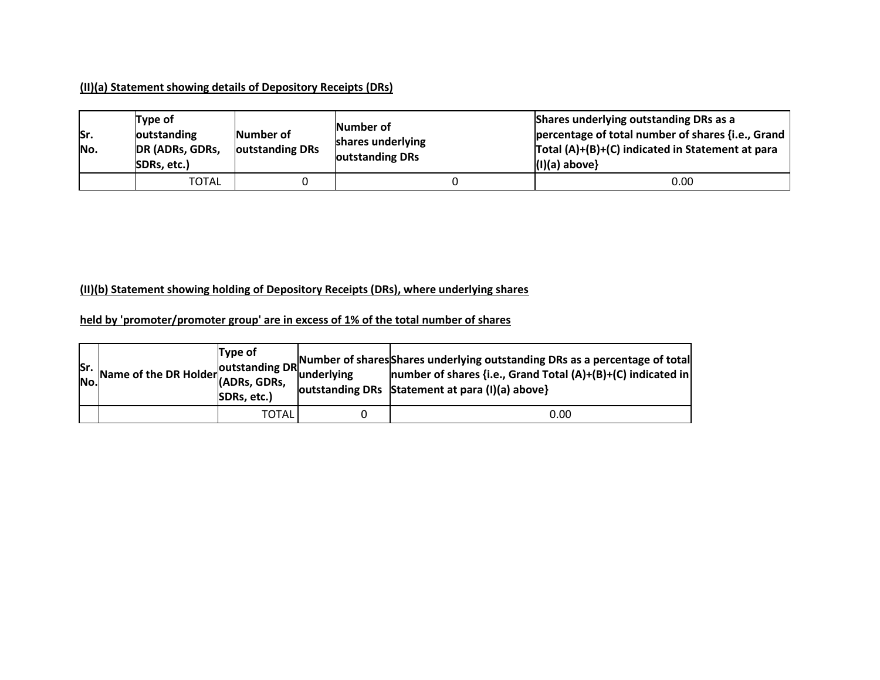**(II)(a) Statement showing details of Depository Receipts (DRs)**

| Sr. No. | Type of outstanding DR (ADRs, GDRs, SDRs, etc.) | Number of outstanding DRs | Number of shares underlying outstanding DRs | Shares underlying outstanding DRs as a percentage of total number of shares {i.e., Grand Total (A)+(B)+(C) indicated in Statement at para (I)(a) above} |
|---|---|---|---|---|
| | TOTAL | 0 | 0 | 0.00 |

**(II)(b) Statement showing holding of Depository Receipts (DRs), where underlying shares**

**held by 'promoter/promoter group' are in excess of 1% of the total number of shares**

| Sr. No. | Name of the DR Holder | Type of outstanding DR (ADRs, GDRs, SDRs, etc.) | Number of shares underlying outstanding DRs | Shares underlying outstanding DRs as a percentage of total number of shares {i.e., Grand Total (A)+(B)+(C) indicated in Statement at para (I)(a) above} |
|---|---|---|---|---|
| | | TOTAL | 0 | 0.00 |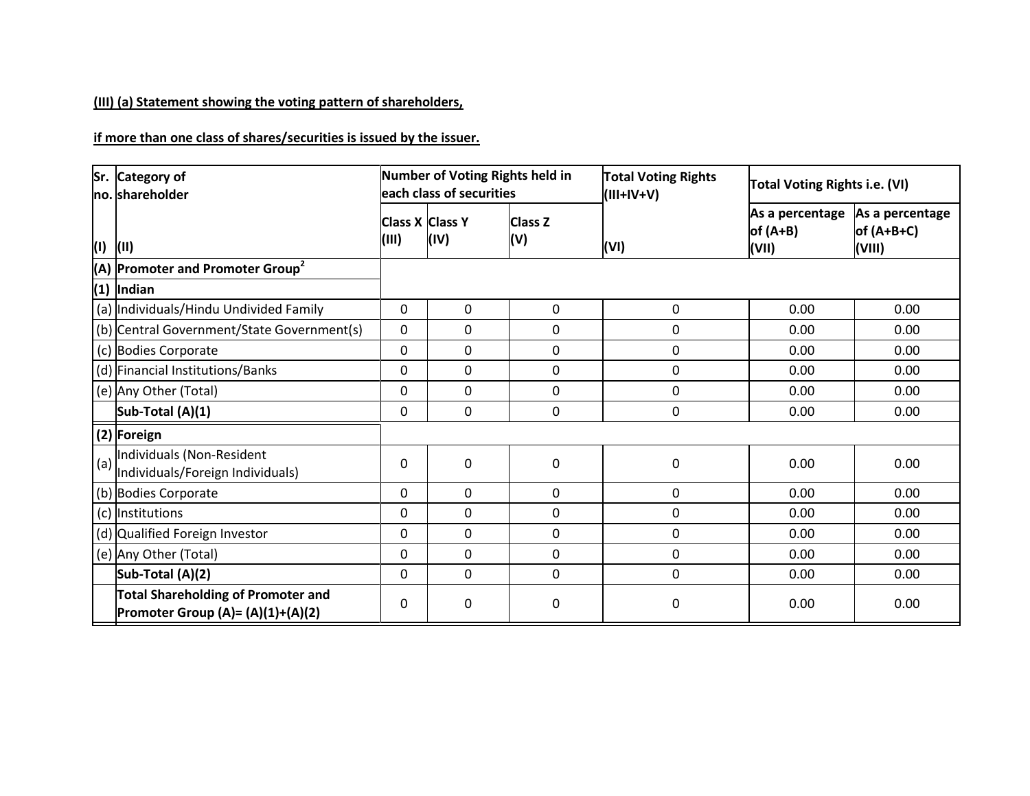**(III) (a) Statement showing the voting pattern of shareholders,**

**if more than one class of shares/securities is issued by the issuer.**

| Sr. no. | Category of shareholder | Number of Voting Rights held in each class of securities | | | Total Voting Rights (III+IV+V) | Total Voting Rights i.e. (VI) | |
|---|---|---|---|---|---|---|---|
| | | Class X | Class Y | Class Z | | As a percentage of (A+B) | As a percentage of (A+B+C) |
| (I) | (II) | (III) | (IV) | (V) | (VI) | (VII) | (VIII) |
| **(A)** | **Promoter and Promoter Group[2]** | | | | | | |
| **(1)** | **Indian** | | | | | | |
| (a) | Individuals/Hindu Undivided Family | 0 | 0 | 0 | 0 | 0.00 | 0.00 |
| (b) | Central Government/State Government(s) | 0 | 0 | 0 | 0 | 0.00 | 0.00 |
| (c) | Bodies Corporate | 0 | 0 | 0 | 0 | 0.00 | 0.00 |
| (d) | Financial Institutions/Banks | 0 | 0 | 0 | 0 | 0.00 | 0.00 |
| (e) | Any Other (Total) | 0 | 0 | 0 | 0 | 0.00 | 0.00 |
| | **Sub-Total (A)(1)** | 0 | 0 | 0 | 0 | 0.00 | 0.00 |
| **(2)** | **Foreign** | | | | | | |
| (a) | Individuals (Non-Resident Individuals/Foreign Individuals) | 0 | 0 | 0 | 0 | 0.00 | 0.00 |
| (b) | Bodies Corporate | 0 | 0 | 0 | 0 | 0.00 | 0.00 |
| (c) | Institutions | 0 | 0 | 0 | 0 | 0.00 | 0.00 |
| (d) | Qualified Foreign Investor | 0 | 0 | 0 | 0 | 0.00 | 0.00 |
| (e) | Any Other (Total) | 0 | 0 | 0 | 0 | 0.00 | 0.00 |
| | **Sub-Total (A)(2)** | 0 | 0 | 0 | 0 | 0.00 | 0.00 |
| | **Total Shareholding of Promoter and Promoter Group (A)= (A)(1)+(A)(2)** | 0 | 0 | 0 | 0 | 0.00 | 0.00 |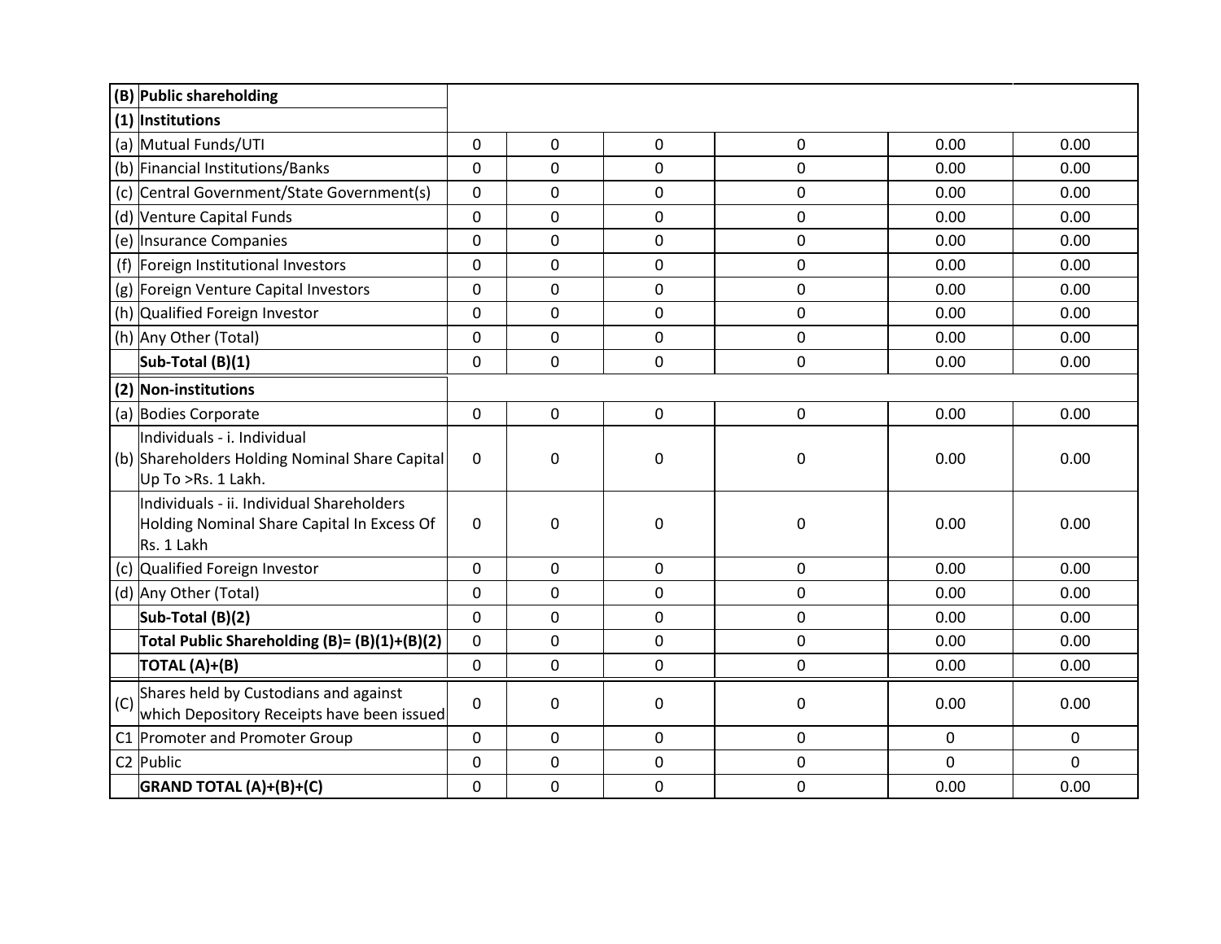| | | | | | | | |
|---|---|---|---|---|---|---|---|
| **(B)** | **Public shareholding** | | | | | | |
| **(1)** | **Institutions** | | | | | | |
| (a) | Mutual Funds/UTI | 0 | 0 | 0 | 0 | 0.00 | 0.00 |
| (b) | Financial Institutions/Banks | 0 | 0 | 0 | 0 | 0.00 | 0.00 |
| (c) | Central Government/State Government(s) | 0 | 0 | 0 | 0 | 0.00 | 0.00 |
| (d) | Venture Capital Funds | 0 | 0 | 0 | 0 | 0.00 | 0.00 |
| (e) | Insurance Companies | 0 | 0 | 0 | 0 | 0.00 | 0.00 |
| (f) | Foreign Institutional Investors | 0 | 0 | 0 | 0 | 0.00 | 0.00 |
| (g) | Foreign Venture Capital Investors | 0 | 0 | 0 | 0 | 0.00 | 0.00 |
| (h) | Qualified Foreign Investor | 0 | 0 | 0 | 0 | 0.00 | 0.00 |
| (h) | Any Other (Total) | 0 | 0 | 0 | 0 | 0.00 | 0.00 |
| | **Sub-Total (B)(1)** | 0 | 0 | 0 | 0 | 0.00 | 0.00 |
| **(2)** | **Non-institutions** | | | | | | |
| (a) | Bodies Corporate | 0 | 0 | 0 | 0 | 0.00 | 0.00 |
| (b) | Individuals - i. Individual Shareholders Holding Nominal Share Capital Up To >Rs. 1 Lakh. | 0 | 0 | 0 | 0 | 0.00 | 0.00 |
| | Individuals - ii. Individual Shareholders Holding Nominal Share Capital In Excess Of Rs. 1 Lakh | 0 | 0 | 0 | 0 | 0.00 | 0.00 |
| (c) | Qualified Foreign Investor | 0 | 0 | 0 | 0 | 0.00 | 0.00 |
| (d) | Any Other (Total) | 0 | 0 | 0 | 0 | 0.00 | 0.00 |
| | **Sub-Total (B)(2)** | 0 | 0 | 0 | 0 | 0.00 | 0.00 |
| | **Total Public Shareholding (B)= (B)(1)+(B)(2)** | 0 | 0 | 0 | 0 | 0.00 | 0.00 |
| | **TOTAL (A)+(B)** | 0 | 0 | 0 | 0 | 0.00 | 0.00 |
| (C) | Shares held by Custodians and against which Depository Receipts have been issued | 0 | 0 | 0 | 0 | 0.00 | 0.00 |
| C1 | Promoter and Promoter Group | 0 | 0 | 0 | 0 | 0 | 0 |
| C2 | Public | 0 | 0 | 0 | 0 | 0 | 0 |
| | **GRAND TOTAL (A)+(B)+(C)** | 0 | 0 | 0 | 0 | 0.00 | 0.00 |